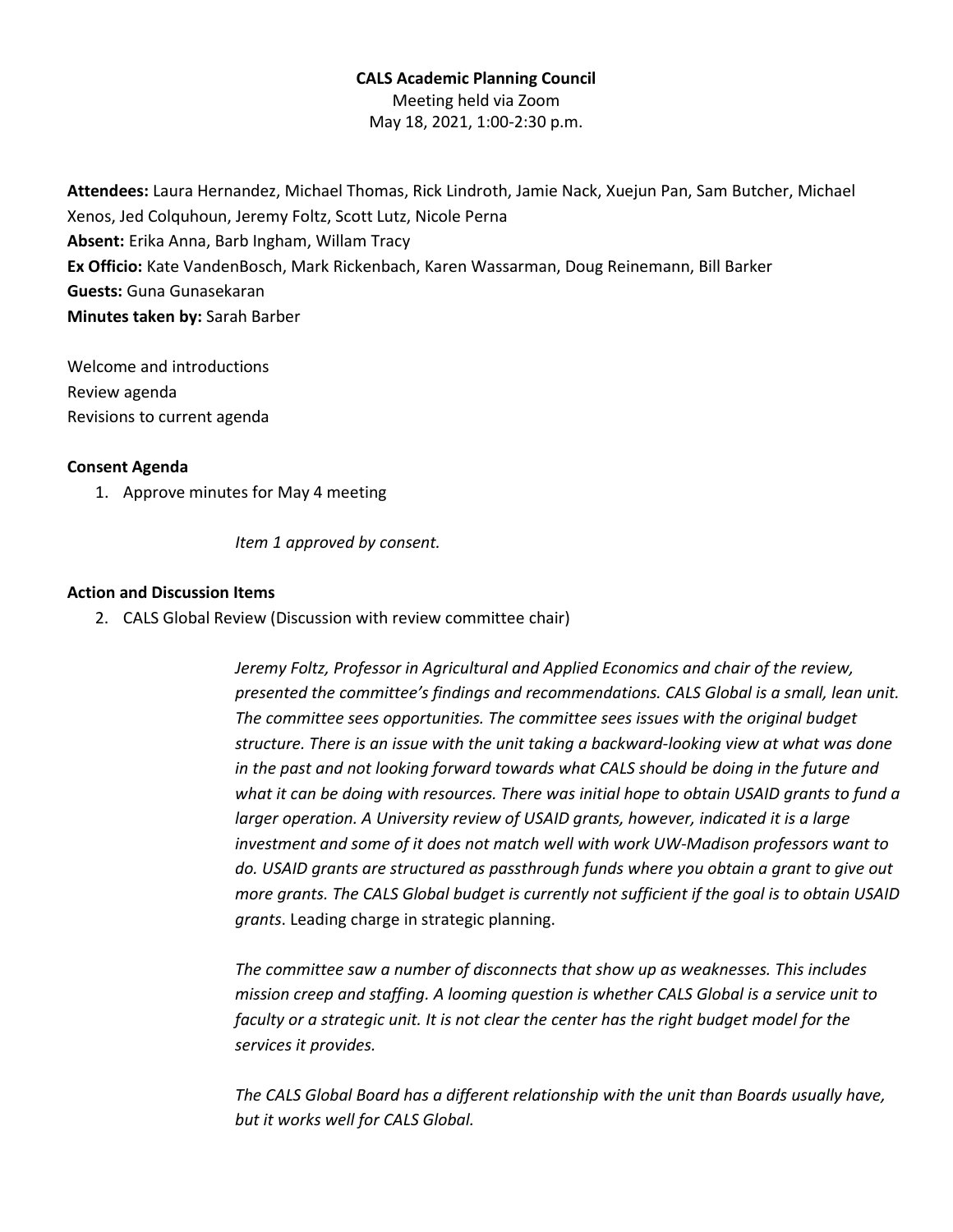**CALS Academic Planning Council**

Meeting held via Zoom

May 18, 2021, 1:00-2:30 p.m.

**Attendees:** Laura Hernandez, Michael Thomas, Rick Lindroth, Jamie Nack, Xuejun Pan, Sam Butcher, Michael Xenos, Jed Colquhoun, Jeremy Foltz, Scott Lutz, Nicole Perna

**Absent:** Erika Anna, Barb Ingham, Willam Tracy

**Ex Officio:** Kate VandenBosch, Mark Rickenbach, Karen Wassarman, Doug Reinemann, Bill Barker

**Guests:** Guna Gunasekaran

**Minutes taken by:** Sarah Barber

Welcome and introductions

Review agenda

Revisions to current agenda

**Consent Agenda**

1. Approve minutes for May 4 meeting

   *Item 1 approved by consent.*

**Action and Discussion Items**

2. CALS Global Review (Discussion with review committee chair)

   *Jeremy Foltz, Professor in Agricultural and Applied Economics and chair of the review, presented the committee's findings and recommendations. CALS Global is a small, lean unit. The committee sees opportunities. The committee sees issues with the original budget structure. There is an issue with the unit taking a backward-looking view at what was done in the past and not looking forward towards what CALS should be doing in the future and what it can be doing with resources. There was initial hope to obtain USAID grants to fund a larger operation. A University review of USAID grants, however, indicated it is a large investment and some of it does not match well with work UW-Madison professors want to do. USAID grants are structured as passthrough funds where you obtain a grant to give out more grants. The CALS Global budget is currently not sufficient if the goal is to obtain USAID grants*. Leading charge in strategic planning.

   *The committee saw a number of disconnects that show up as weaknesses. This includes mission creep and staffing. A looming question is whether CALS Global is a service unit to faculty or a strategic unit. It is not clear the center has the right budget model for the services it provides.*

   *The CALS Global Board has a different relationship with the unit than Boards usually have, but it works well for CALS Global.*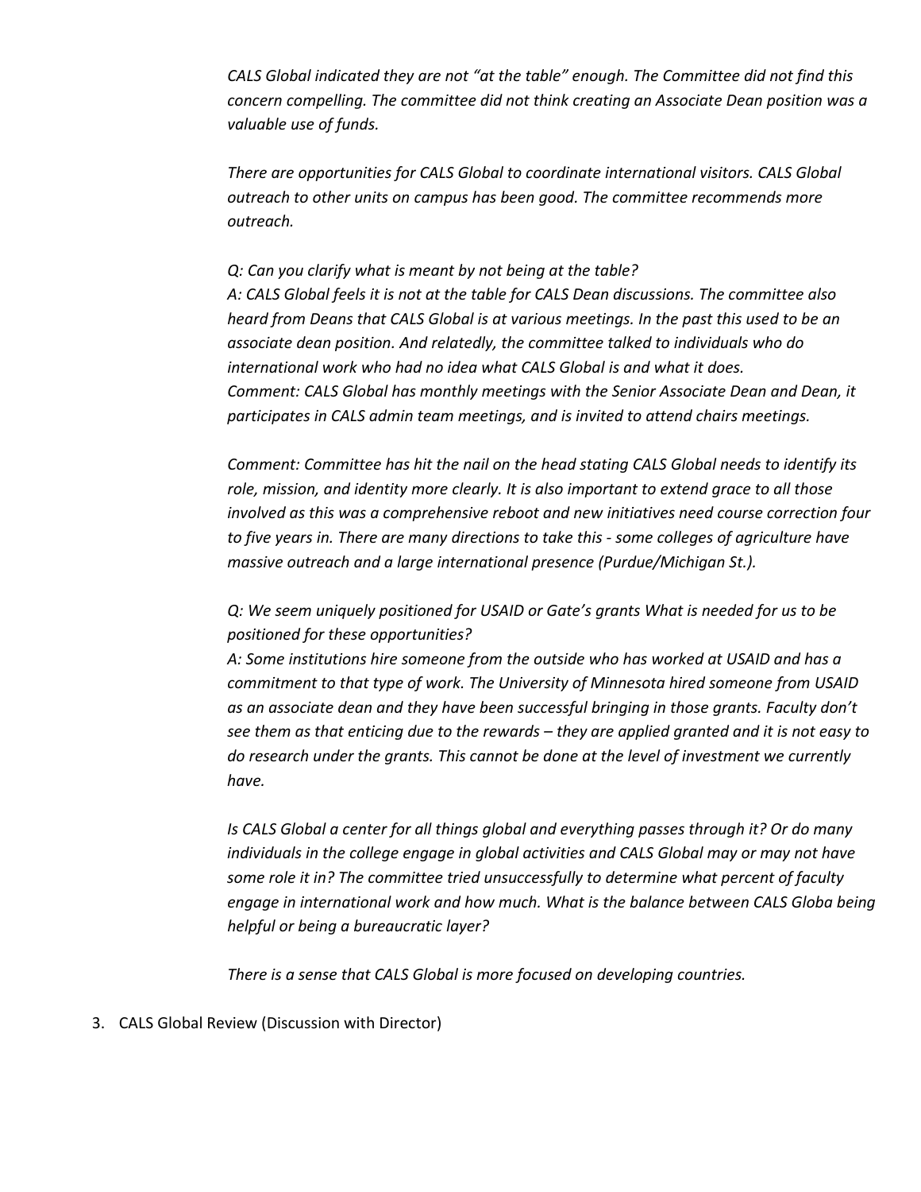*CALS Global indicated they are not "at the table" enough. The Committee did not find this concern compelling. The committee did not think creating an Associate Dean position was a valuable use of funds.*

*There are opportunities for CALS Global to coordinate international visitors. CALS Global outreach to other units on campus has been good. The committee recommends more outreach.*

*Q: Can you clarify what is meant by not being at the table?*
*A: CALS Global feels it is not at the table for CALS Dean discussions. The committee also heard from Deans that CALS Global is at various meetings. In the past this used to be an associate dean position. And relatedly, the committee talked to individuals who do international work who had no idea what CALS Global is and what it does.*
*Comment: CALS Global has monthly meetings with the Senior Associate Dean and Dean, it participates in CALS admin team meetings, and is invited to attend chairs meetings.*

*Comment: Committee has hit the nail on the head stating CALS Global needs to identify its role, mission, and identity more clearly. It is also important to extend grace to all those involved as this was a comprehensive reboot and new initiatives need course correction four to five years in. There are many directions to take this - some colleges of agriculture have massive outreach and a large international presence (Purdue/Michigan St.).*

*Q: We seem uniquely positioned for USAID or Gate's grants What is needed for us to be positioned for these opportunities?*
*A: Some institutions hire someone from the outside who has worked at USAID and has a commitment to that type of work. The University of Minnesota hired someone from USAID as an associate dean and they have been successful bringing in those grants. Faculty don't see them as that enticing due to the rewards – they are applied granted and it is not easy to do research under the grants. This cannot be done at the level of investment we currently have.*

*Is CALS Global a center for all things global and everything passes through it? Or do many individuals in the college engage in global activities and CALS Global may or may not have some role it in? The committee tried unsuccessfully to determine what percent of faculty engage in international work and how much. What is the balance between CALS Globa being helpful or being a bureaucratic layer?*

*There is a sense that CALS Global is more focused on developing countries.*

3. CALS Global Review (Discussion with Director)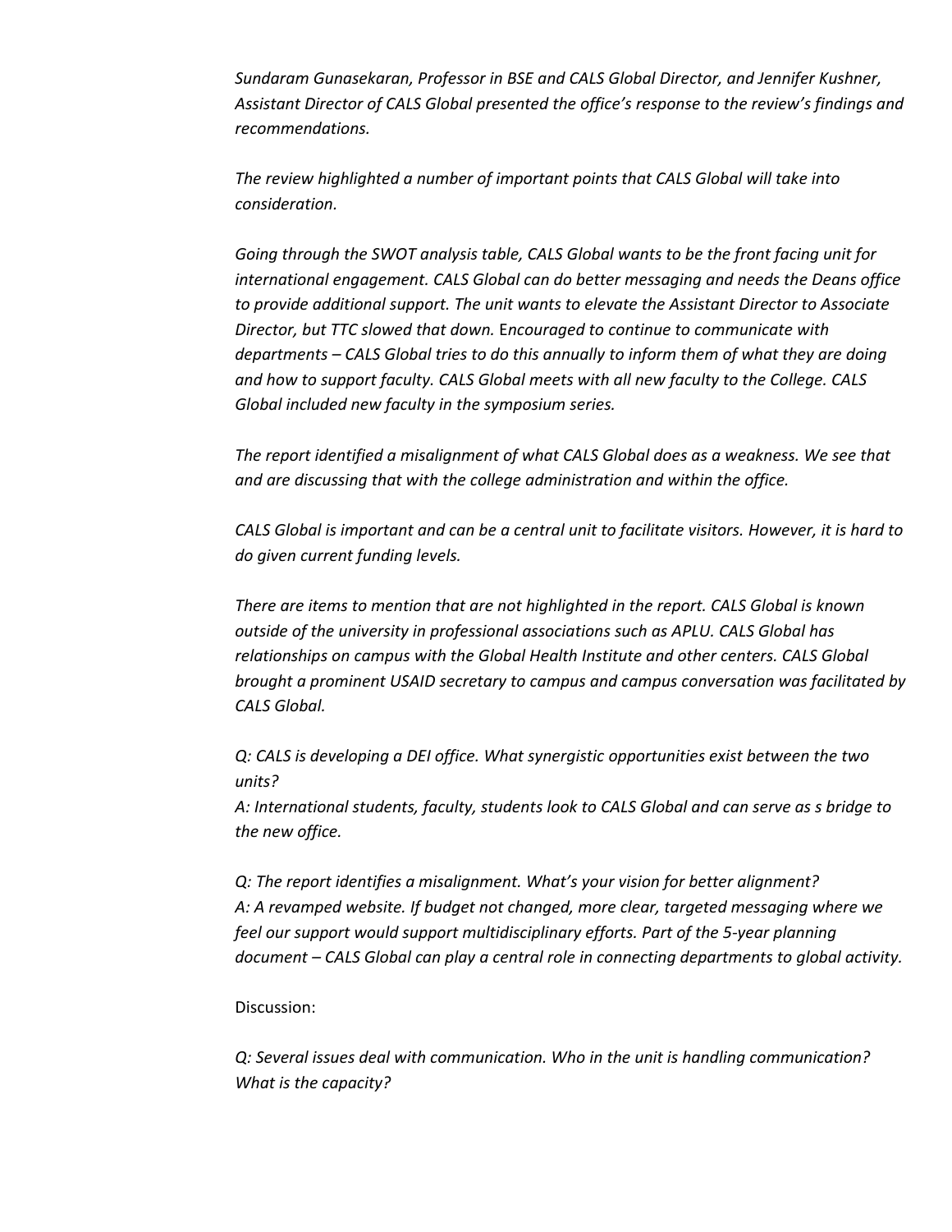*Sundaram Gunasekaran, Professor in BSE and CALS Global Director, and Jennifer Kushner, Assistant Director of CALS Global presented the office's response to the review's findings and recommendations.*

*The review highlighted a number of important points that CALS Global will take into consideration.*

*Going through the SWOT analysis table, CALS Global wants to be the front facing unit for international engagement. CALS Global can do better messaging and needs the Deans office to provide additional support. The unit wants to elevate the Assistant Director to Associate Director, but TTC slowed that down.* E*ncouraged to continue to communicate with departments – CALS Global tries to do this annually to inform them of what they are doing and how to support faculty. CALS Global meets with all new faculty to the College. CALS Global included new faculty in the symposium series.*

*The report identified a misalignment of what CALS Global does as a weakness. We see that and are discussing that with the college administration and within the office.*

*CALS Global is important and can be a central unit to facilitate visitors. However, it is hard to do given current funding levels.*

*There are items to mention that are not highlighted in the report. CALS Global is known outside of the university in professional associations such as APLU. CALS Global has relationships on campus with the Global Health Institute and other centers. CALS Global brought a prominent USAID secretary to campus and campus conversation was facilitated by CALS Global.*

*Q: CALS is developing a DEI office. What synergistic opportunities exist between the two units?*
*A: International students, faculty, students look to CALS Global and can serve as s bridge to the new office.*

*Q: The report identifies a misalignment. What's your vision for better alignment?*
*A: A revamped website. If budget not changed, more clear, targeted messaging where we feel our support would support multidisciplinary efforts. Part of the 5-year planning document – CALS Global can play a central role in connecting departments to global activity.*

Discussion:

*Q: Several issues deal with communication. Who in the unit is handling communication? What is the capacity?*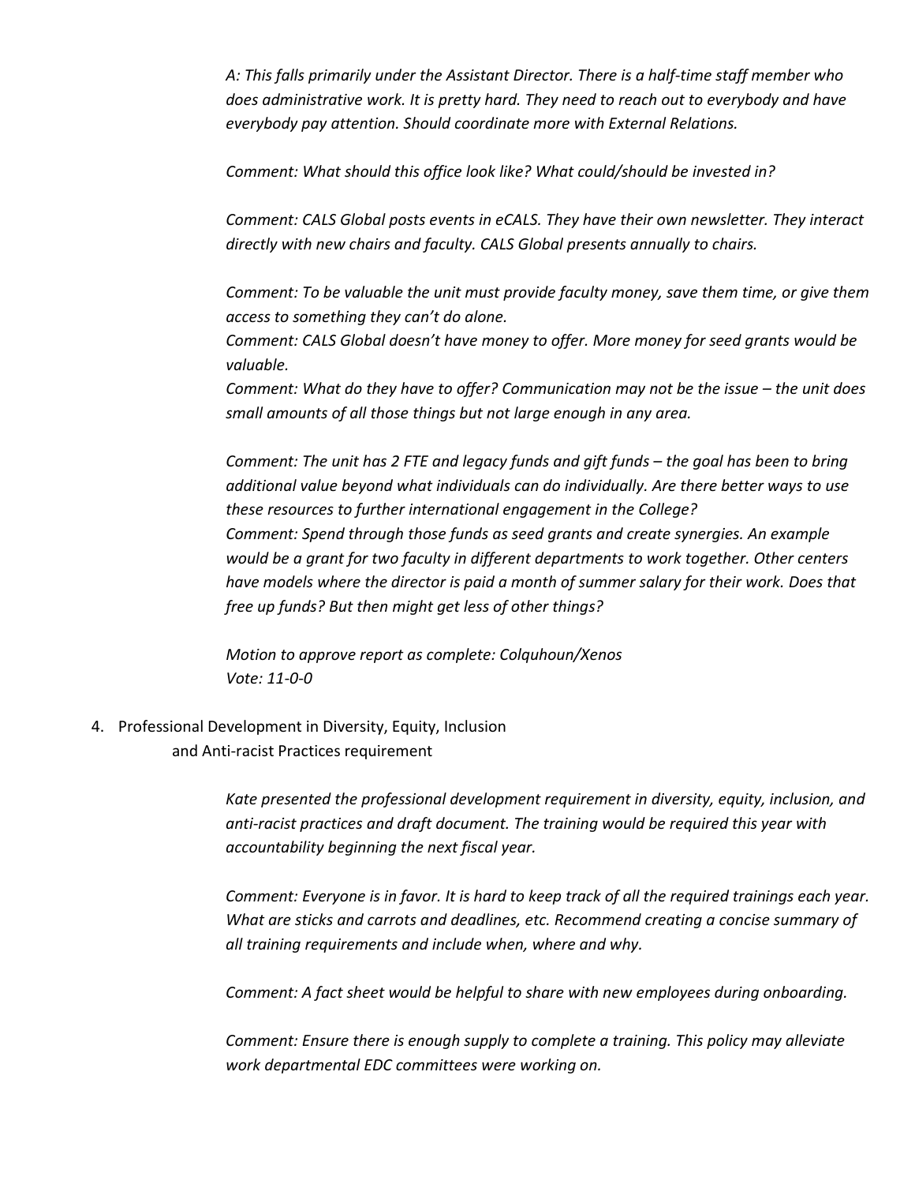*A: This falls primarily under the Assistant Director. There is a half-time staff member who does administrative work. It is pretty hard. They need to reach out to everybody and have everybody pay attention. Should coordinate more with External Relations.*

*Comment: What should this office look like? What could/should be invested in?*

*Comment: CALS Global posts events in eCALS. They have their own newsletter. They interact directly with new chairs and faculty. CALS Global presents annually to chairs.*

*Comment: To be valuable the unit must provide faculty money, save them time, or give them access to something they can't do alone.*
*Comment: CALS Global doesn't have money to offer. More money for seed grants would be valuable.*
*Comment: What do they have to offer? Communication may not be the issue – the unit does small amounts of all those things but not large enough in any area.*

*Comment: The unit has 2 FTE and legacy funds and gift funds – the goal has been to bring additional value beyond what individuals can do individually. Are there better ways to use these resources to further international engagement in the College?*
*Comment: Spend through those funds as seed grants and create synergies. An example would be a grant for two faculty in different departments to work together. Other centers have models where the director is paid a month of summer salary for their work. Does that free up funds? But then might get less of other things?*

*Motion to approve report as complete: Colquhoun/Xenos*
*Vote: 11-0-0*

4. Professional Development in Diversity, Equity, Inclusion and Anti-racist Practices requirement

*Kate presented the professional development requirement in diversity, equity, inclusion, and anti-racist practices and draft document. The training would be required this year with accountability beginning the next fiscal year.*

*Comment: Everyone is in favor. It is hard to keep track of all the required trainings each year. What are sticks and carrots and deadlines, etc. Recommend creating a concise summary of all training requirements and include when, where and why.*

*Comment: A fact sheet would be helpful to share with new employees during onboarding.*

*Comment: Ensure there is enough supply to complete a training. This policy may alleviate work departmental EDC committees were working on.*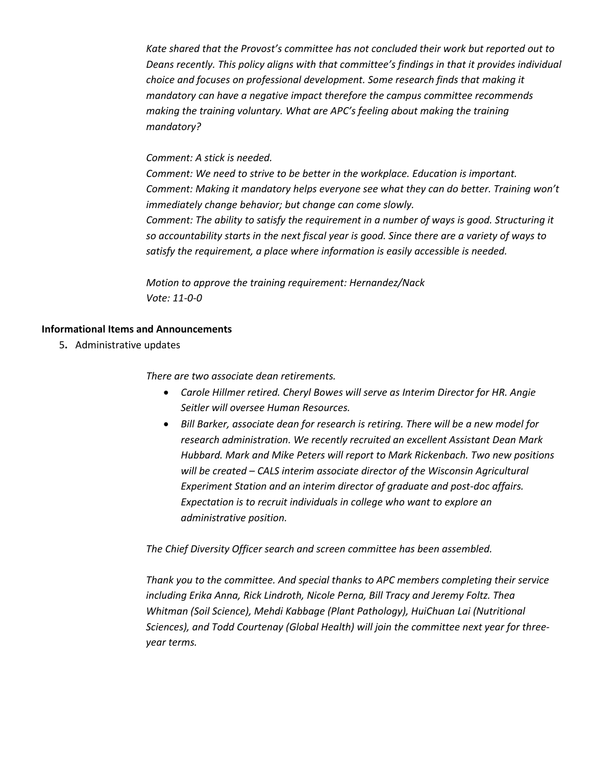*Kate shared that the Provost's committee has not concluded their work but reported out to Deans recently. This policy aligns with that committee's findings in that it provides individual choice and focuses on professional development. Some research finds that making it mandatory can have a negative impact therefore the campus committee recommends making the training voluntary. What are APC's feeling about making the training mandatory?*

*Comment: A stick is needed.*
*Comment: We need to strive to be better in the workplace. Education is important.*
*Comment: Making it mandatory helps everyone see what they can do better. Training won't immediately change behavior; but change can come slowly.*
*Comment: The ability to satisfy the requirement in a number of ways is good. Structuring it so accountability starts in the next fiscal year is good. Since there are a variety of ways to satisfy the requirement, a place where information is easily accessible is needed.*

*Motion to approve the training requirement: Hernandez/Nack*
*Vote: 11-0-0*

**Informational Items and Announcements**

5. Administrative updates

*There are two associate dean retirements.*

- *Carole Hillmer retired. Cheryl Bowes will serve as Interim Director for HR. Angie Seitler will oversee Human Resources.*
- *Bill Barker, associate dean for research is retiring. There will be a new model for research administration. We recently recruited an excellent Assistant Dean Mark Hubbard. Mark and Mike Peters will report to Mark Rickenbach. Two new positions will be created – CALS interim associate director of the Wisconsin Agricultural Experiment Station and an interim director of graduate and post-doc affairs. Expectation is to recruit individuals in college who want to explore an administrative position.*

*The Chief Diversity Officer search and screen committee has been assembled.*

*Thank you to the committee. And special thanks to APC members completing their service including Erika Anna, Rick Lindroth, Nicole Perna, Bill Tracy and Jeremy Foltz. Thea Whitman (Soil Science), Mehdi Kabbage (Plant Pathology), HuiChuan Lai (Nutritional Sciences), and Todd Courtenay (Global Health) will join the committee next year for three-year terms.*